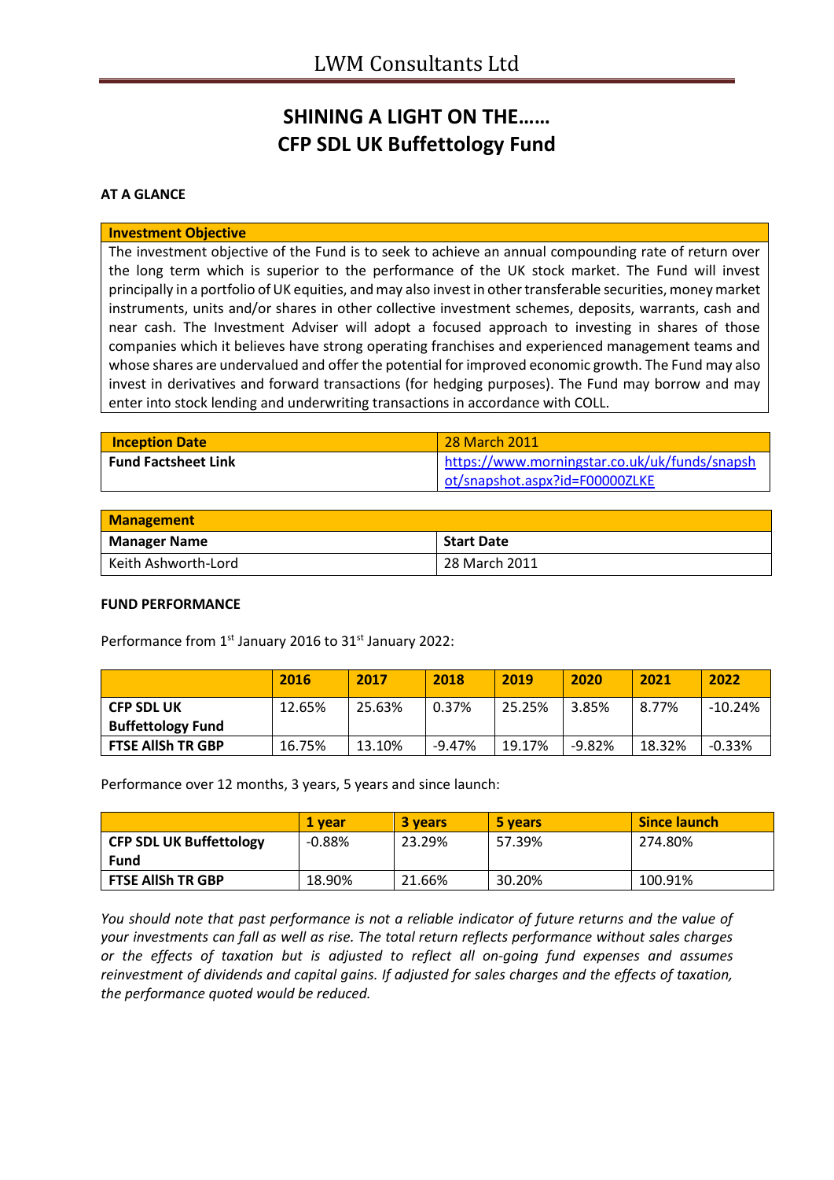# LWM Consultants Ltd

## SHINING A LIGHT ON THE……
## CFP SDL UK Buffettology Fund

**AT A GLANCE**

| **Investment Objective** |
| --- |
| The investment objective of the Fund is to seek to achieve an annual compounding rate of return over the long term which is superior to the performance of the UK stock market. The Fund will invest principally in a portfolio of UK equities, and may also invest in other transferable securities, money market instruments, units and/or shares in other collective investment schemes, deposits, warrants, cash and near cash. The Investment Adviser will adopt a focused approach to investing in shares of those companies which it believes have strong operating franchises and experienced management teams and whose shares are undervalued and offer the potential for improved economic growth. The Fund may also invest in derivatives and forward transactions (for hedging purposes). The Fund may borrow and may enter into stock lending and underwriting transactions in accordance with COLL. |

| **Inception Date** | 28 March 2011 |
| --- | --- |
| **Fund Factsheet Link** | https://www.morningstar.co.uk/uk/funds/snapshot/snapshot.aspx?id=F00000ZLKE |

| **Management** | |
| --- | --- |
| **Manager Name** | **Start Date** |
| Keith Ashworth-Lord | 28 March 2011 |

**FUND PERFORMANCE**

Performance from 1st January 2016 to 31st January 2022:

| | **2016** | **2017** | **2018** | **2019** | **2020** | **2021** | **2022** |
| --- | --- | --- | --- | --- | --- | --- | --- |
| **CFP SDL UK Buffettology Fund** | 12.65% | 25.63% | 0.37% | 25.25% | 3.85% | 8.77% | -10.24% |
| **FTSE AllSh TR GBP** | 16.75% | 13.10% | -9.47% | 19.17% | -9.82% | 18.32% | -0.33% |

Performance over 12 months, 3 years, 5 years and since launch:

| | **1 year** | **3 years** | **5 years** | **Since launch** |
| --- | --- | --- | --- | --- |
| **CFP SDL UK Buffettology Fund** | -0.88% | 23.29% | 57.39% | 274.80% |
| **FTSE AllSh TR GBP** | 18.90% | 21.66% | 30.20% | 100.91% |

*You should note that past performance is not a reliable indicator of future returns and the value of your investments can fall as well as rise. The total return reflects performance without sales charges or the effects of taxation but is adjusted to reflect all on-going fund expenses and assumes reinvestment of dividends and capital gains. If adjusted for sales charges and the effects of taxation, the performance quoted would be reduced.*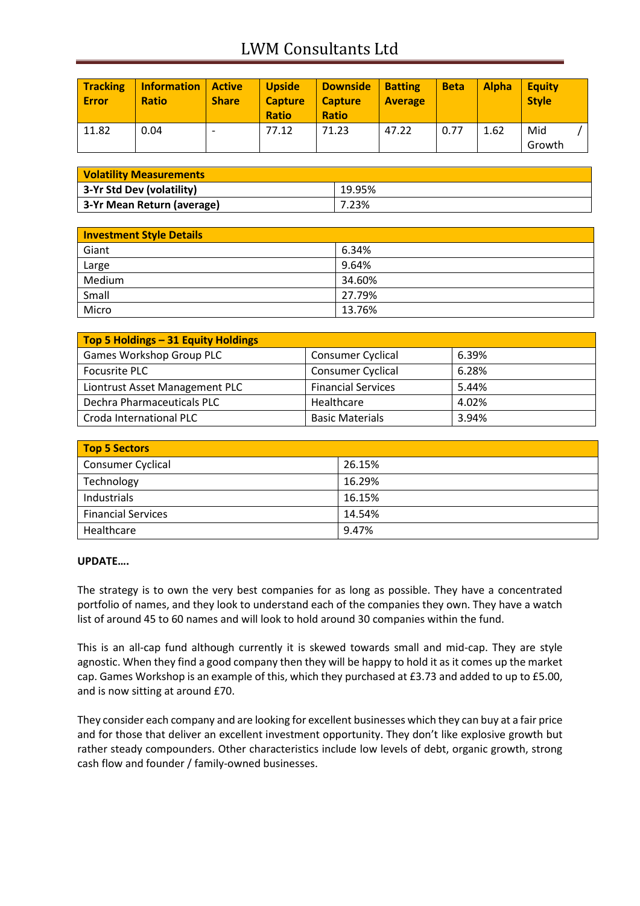| Tracking Error | Information Ratio | Active Share | Upside Capture Ratio | Downside Capture Ratio | Batting Average | Beta | Alpha | Equity Style |
|---|---|---|---|---|---|---|---|---|
| 11.82 | 0.04 | - | 77.12 | 71.23 | 47.22 | 0.77 | 1.62 | Mid / Growth |

| Volatility Measurements | |
|---|---|
| **3-Yr Std Dev (volatility)** | 19.95% |
| **3-Yr Mean Return (average)** | 7.23% |

| Investment Style Details | |
|---|---|
| Giant | 6.34% |
| Large | 9.64% |
| Medium | 34.60% |
| Small | 27.79% |
| Micro | 13.76% |

| Top 5 Holdings – 31 Equity Holdings | | |
|---|---|---|
| Games Workshop Group PLC | Consumer Cyclical | 6.39% |
| Focusrite PLC | Consumer Cyclical | 6.28% |
| Liontrust Asset Management PLC | Financial Services | 5.44% |
| Dechra Pharmaceuticals PLC | Healthcare | 4.02% |
| Croda International PLC | Basic Materials | 3.94% |

| Top 5 Sectors | |
|---|---|
| Consumer Cyclical | 26.15% |
| Technology | 16.29% |
| Industrials | 16.15% |
| Financial Services | 14.54% |
| Healthcare | 9.47% |

**UPDATE….**

The strategy is to own the very best companies for as long as possible. They have a concentrated portfolio of names, and they look to understand each of the companies they own. They have a watch list of around 45 to 60 names and will look to hold around 30 companies within the fund.

This is an all-cap fund although currently it is skewed towards small and mid-cap. They are style agnostic. When they find a good company then they will be happy to hold it as it comes up the market cap. Games Workshop is an example of this, which they purchased at £3.73 and added to up to £5.00, and is now sitting at around £70.

They consider each company and are looking for excellent businesses which they can buy at a fair price and for those that deliver an excellent investment opportunity. They don't like explosive growth but rather steady compounders. Other characteristics include low levels of debt, organic growth, strong cash flow and founder / family-owned businesses.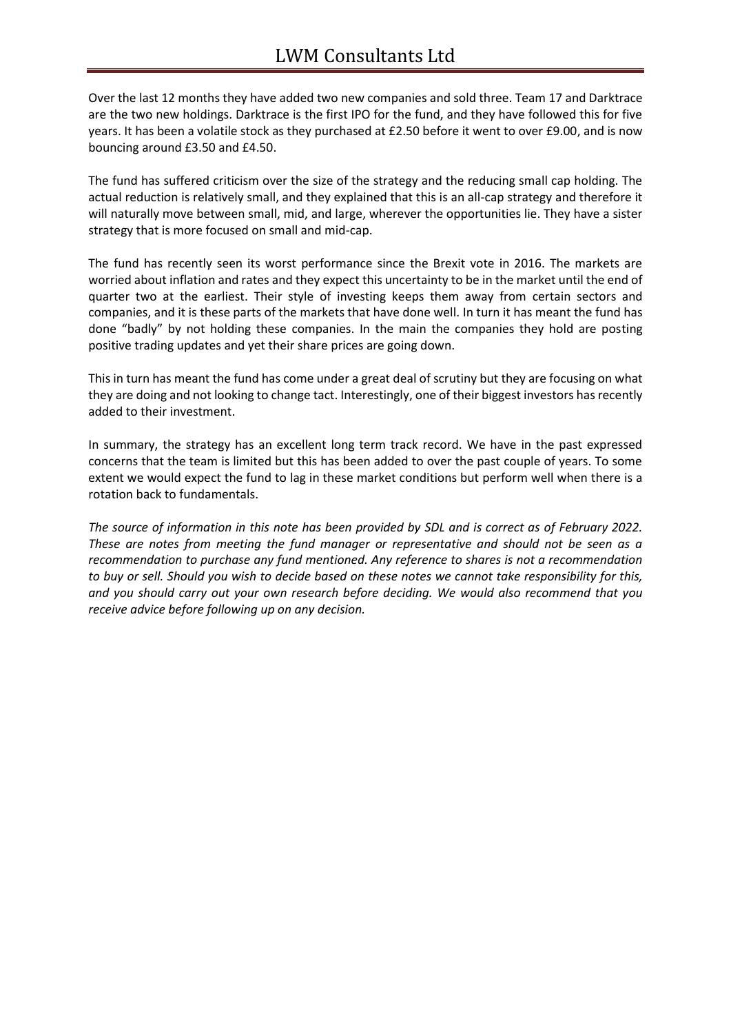Over the last 12 months they have added two new companies and sold three. Team 17 and Darktrace are the two new holdings. Darktrace is the first IPO for the fund, and they have followed this for five years. It has been a volatile stock as they purchased at £2.50 before it went to over £9.00, and is now bouncing around £3.50 and £4.50.

The fund has suffered criticism over the size of the strategy and the reducing small cap holding. The actual reduction is relatively small, and they explained that this is an all-cap strategy and therefore it will naturally move between small, mid, and large, wherever the opportunities lie. They have a sister strategy that is more focused on small and mid-cap.

The fund has recently seen its worst performance since the Brexit vote in 2016. The markets are worried about inflation and rates and they expect this uncertainty to be in the market until the end of quarter two at the earliest. Their style of investing keeps them away from certain sectors and companies, and it is these parts of the markets that have done well. In turn it has meant the fund has done "badly" by not holding these companies. In the main the companies they hold are posting positive trading updates and yet their share prices are going down.

This in turn has meant the fund has come under a great deal of scrutiny but they are focusing on what they are doing and not looking to change tact. Interestingly, one of their biggest investors has recently added to their investment.

In summary, the strategy has an excellent long term track record. We have in the past expressed concerns that the team is limited but this has been added to over the past couple of years. To some extent we would expect the fund to lag in these market conditions but perform well when there is a rotation back to fundamentals.

*The source of information in this note has been provided by SDL and is correct as of February 2022. These are notes from meeting the fund manager or representative and should not be seen as a recommendation to purchase any fund mentioned. Any reference to shares is not a recommendation to buy or sell. Should you wish to decide based on these notes we cannot take responsibility for this, and you should carry out your own research before deciding. We would also recommend that you receive advice before following up on any decision.*